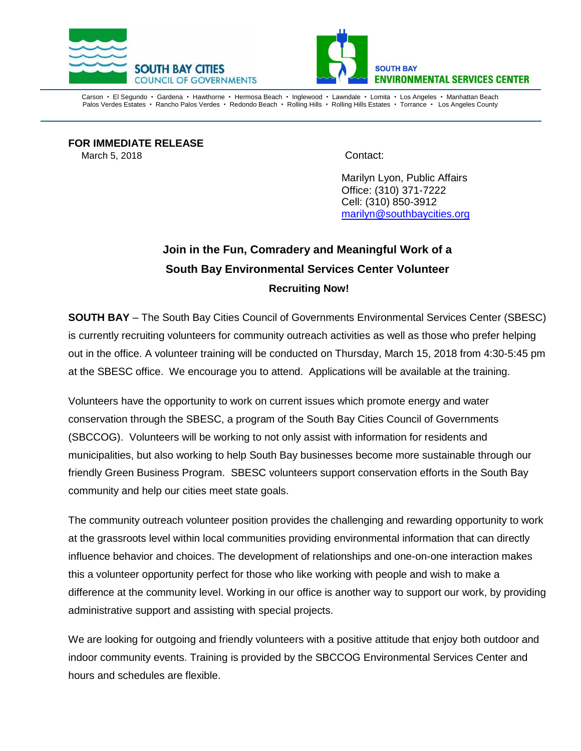SOUTH BAY CITIES COUNCIL OF GOVERNMENTS

SOUTH BAY ENVIRONMENTAL SERVICES CENTER

Carson • El Segundo • Gardena • Hawthorne • Hermosa Beach • Inglewood • Lawndale • Lomita • Los Angeles • Manhattan Beach
Palos Verdes Estates • Rancho Palos Verdes • Redondo Beach • Rolling Hills • Rolling Hills Estates • Torrance • Los Angeles County

**FOR IMMEDIATE RELEASE**
March 5, 2018

Contact:

Marilyn Lyon, Public Affairs
Office: (310) 371-7222
Cell: (310) 850-3912
marilyn@southbaycities.org

## Join in the Fun, Comradery and Meaningful Work of a South Bay Environmental Services Center Volunteer

### Recruiting Now!

**SOUTH BAY** – The South Bay Cities Council of Governments Environmental Services Center (SBESC) is currently recruiting volunteers for community outreach activities as well as those who prefer helping out in the office. A volunteer training will be conducted on Thursday, March 15, 2018 from 4:30-5:45 pm at the SBESC office. We encourage you to attend. Applications will be available at the training.

Volunteers have the opportunity to work on current issues which promote energy and water conservation through the SBESC, a program of the South Bay Cities Council of Governments (SBCCOG). Volunteers will be working to not only assist with information for residents and municipalities, but also working to help South Bay businesses become more sustainable through our friendly Green Business Program. SBESC volunteers support conservation efforts in the South Bay community and help our cities meet state goals.

The community outreach volunteer position provides the challenging and rewarding opportunity to work at the grassroots level within local communities providing environmental information that can directly influence behavior and choices. The development of relationships and one-on-one interaction makes this a volunteer opportunity perfect for those who like working with people and wish to make a difference at the community level. Working in our office is another way to support our work, by providing administrative support and assisting with special projects.

We are looking for outgoing and friendly volunteers with a positive attitude that enjoy both outdoor and indoor community events. Training is provided by the SBCCOG Environmental Services Center and hours and schedules are flexible.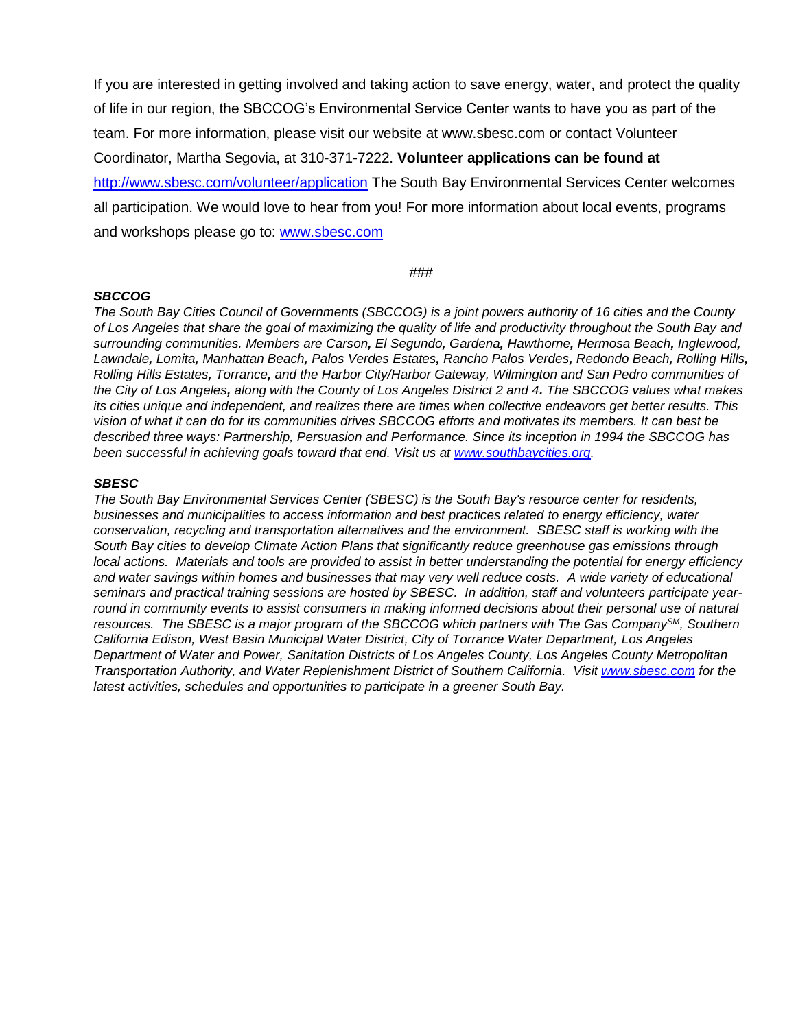If you are interested in getting involved and taking action to save energy, water, and protect the quality of life in our region, the SBCCOG's Environmental Service Center wants to have you as part of the team. For more information, please visit our website at www.sbesc.com or contact Volunteer Coordinator, Martha Segovia, at 310-371-7222. **Volunteer applications can be found at** http://www.sbesc.com/volunteer/application The South Bay Environmental Services Center welcomes all participation. We would love to hear from you! For more information about local events, programs and workshops please go to: www.sbesc.com

###

***SBCCOG***

*The South Bay Cities Council of Governments (SBCCOG) is a joint powers authority of 16 cities and the County of Los Angeles that share the goal of maximizing the quality of life and productivity throughout the South Bay and surrounding communities. Members are Carson, El Segundo, Gardena, Hawthorne, Hermosa Beach, Inglewood, Lawndale, Lomita, Manhattan Beach, Palos Verdes Estates, Rancho Palos Verdes, Redondo Beach, Rolling Hills, Rolling Hills Estates, Torrance, and the Harbor City/Harbor Gateway, Wilmington and San Pedro communities of the City of Los Angeles, along with the County of Los Angeles District 2 and 4. The SBCCOG values what makes its cities unique and independent, and realizes there are times when collective endeavors get better results. This vision of what it can do for its communities drives SBCCOG efforts and motivates its members. It can best be described three ways: Partnership, Persuasion and Performance. Since its inception in 1994 the SBCCOG has been successful in achieving goals toward that end. Visit us at www.southbaycities.org.*

***SBESC***

*The South Bay Environmental Services Center (SBESC) is the South Bay's resource center for residents, businesses and municipalities to access information and best practices related to energy efficiency, water conservation, recycling and transportation alternatives and the environment. SBESC staff is working with the South Bay cities to develop Climate Action Plans that significantly reduce greenhouse gas emissions through local actions. Materials and tools are provided to assist in better understanding the potential for energy efficiency and water savings within homes and businesses that may very well reduce costs. A wide variety of educational seminars and practical training sessions are hosted by SBESC. In addition, staff and volunteers participate year-round in community events to assist consumers in making informed decisions about their personal use of natural resources. The SBESC is a major program of the SBCCOG which partners with The Gas Company[SM], Southern California Edison, West Basin Municipal Water District, City of Torrance Water Department, Los Angeles Department of Water and Power, Sanitation Districts of Los Angeles County, Los Angeles County Metropolitan Transportation Authority, and Water Replenishment District of Southern California. Visit www.sbesc.com for the latest activities, schedules and opportunities to participate in a greener South Bay.*